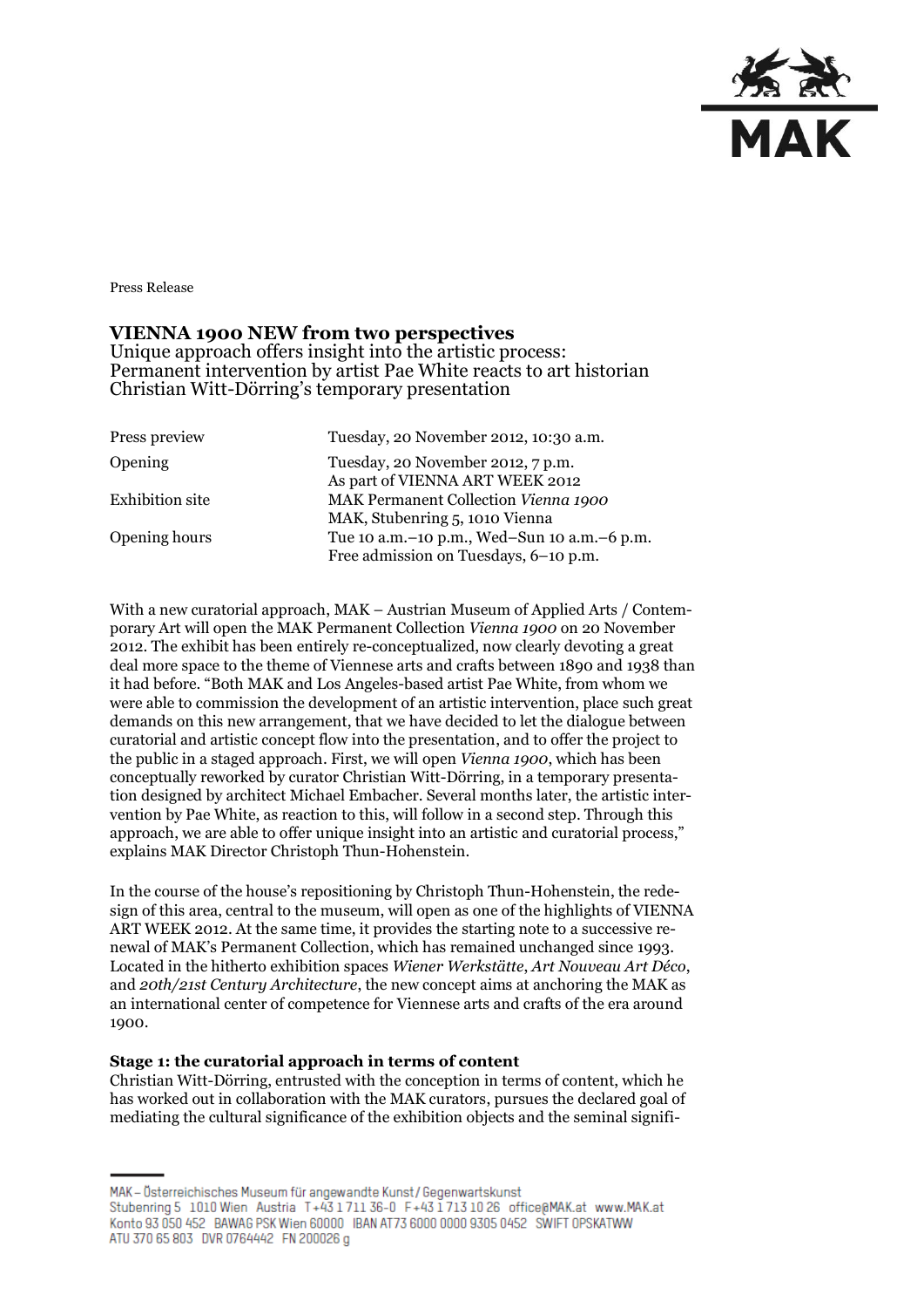Press Release

# VIENNA 1900 NEW from two perspectives

Unique approach offers insight into the artistic process: Permanent intervention by artist Pae White reacts to art historian Christian Witt-Dörring's temporary presentation

| | |
|---|---|
| Press preview | Tuesday, 20 November 2012, 10:30 a.m. |
| Opening | Tuesday, 20 November 2012, 7 p.m.<br>As part of VIENNA ART WEEK 2012 |
| Exhibition site | MAK Permanent Collection *Vienna 1900*<br>MAK, Stubenring 5, 1010 Vienna |
| Opening hours | Tue 10 a.m.–10 p.m., Wed–Sun 10 a.m.–6 p.m.<br>Free admission on Tuesdays, 6–10 p.m. |

With a new curatorial approach, MAK – Austrian Museum of Applied Arts / Contemporary Art will open the MAK Permanent Collection *Vienna 1900* on 20 November 2012. The exhibit has been entirely re-conceptualized, now clearly devoting a great deal more space to the theme of Viennese arts and crafts between 1890 and 1938 than it had before. "Both MAK and Los Angeles-based artist Pae White, from whom we were able to commission the development of an artistic intervention, place such great demands on this new arrangement, that we have decided to let the dialogue between curatorial and artistic concept flow into the presentation, and to offer the project to the public in a staged approach. First, we will open *Vienna 1900*, which has been conceptually reworked by curator Christian Witt-Dörring, in a temporary presentation designed by architect Michael Embacher. Several months later, the artistic intervention by Pae White, as reaction to this, will follow in a second step. Through this approach, we are able to offer unique insight into an artistic and curatorial process," explains MAK Director Christoph Thun-Hohenstein.

In the course of the house's repositioning by Christoph Thun-Hohenstein, the redesign of this area, central to the museum, will open as one of the highlights of VIENNA ART WEEK 2012. At the same time, it provides the starting note to a successive renewal of MAK's Permanent Collection, which has remained unchanged since 1993. Located in the hitherto exhibition spaces *Wiener Werkstätte*, *Art Nouveau Art Déco*, and *20th/21st Century Architecture*, the new concept aims at anchoring the MAK as an international center of competence for Viennese arts and crafts of the era around 1900.

### Stage 1: the curatorial approach in terms of content

Christian Witt-Dörring, entrusted with the conception in terms of content, which he has worked out in collaboration with the MAK curators, pursues the declared goal of mediating the cultural significance of the exhibition objects and the seminal signifi-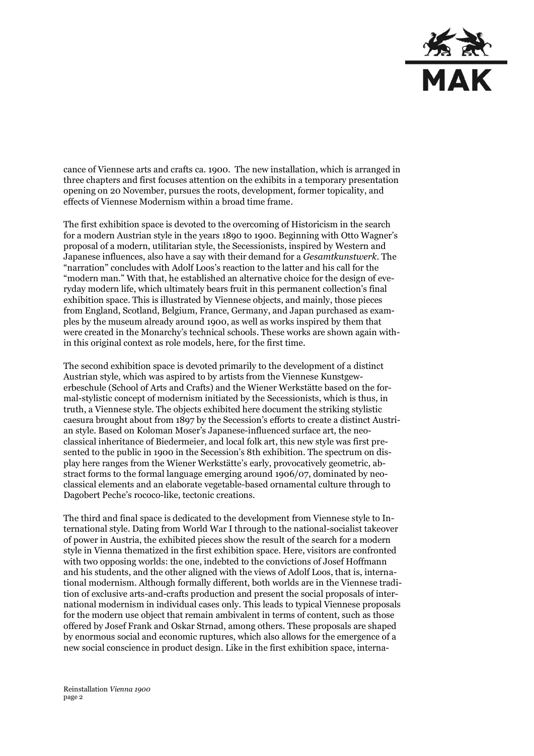cance of Viennese arts and crafts ca. 1900. The new installation, which is arranged in three chapters and first focuses attention on the exhibits in a temporary presentation opening on 20 November, pursues the roots, development, former topicality, and effects of Viennese Modernism within a broad time frame.

The first exhibition space is devoted to the overcoming of Historicism in the search for a modern Austrian style in the years 1890 to 1900. Beginning with Otto Wagner's proposal of a modern, utilitarian style, the Secessionists, inspired by Western and Japanese influences, also have a say with their demand for a *Gesamtkunstwerk*. The "narration" concludes with Adolf Loos's reaction to the latter and his call for the "modern man." With that, he established an alternative choice for the design of everyday modern life, which ultimately bears fruit in this permanent collection's final exhibition space. This is illustrated by Viennese objects, and mainly, those pieces from England, Scotland, Belgium, France, Germany, and Japan purchased as examples by the museum already around 1900, as well as works inspired by them that were created in the Monarchy's technical schools. These works are shown again within this original context as role models, here, for the first time.

The second exhibition space is devoted primarily to the development of a distinct Austrian style, which was aspired to by artists from the Viennese Kunstgewerbeschule (School of Arts and Crafts) and the Wiener Werkstätte based on the formal-stylistic concept of modernism initiated by the Secessionists, which is thus, in truth, a Viennese style. The objects exhibited here document the striking stylistic caesura brought about from 1897 by the Secession's efforts to create a distinct Austrian style. Based on Koloman Moser's Japanese-influenced surface art, the neoclassical inheritance of Biedermeier, and local folk art, this new style was first presented to the public in 1900 in the Secession's 8th exhibition. The spectrum on display here ranges from the Wiener Werkstätte's early, provocatively geometric, abstract forms to the formal language emerging around 1906/07, dominated by neoclassical elements and an elaborate vegetable-based ornamental culture through to Dagobert Peche's rococo-like, tectonic creations.

The third and final space is dedicated to the development from Viennese style to International style. Dating from World War I through to the national-socialist takeover of power in Austria, the exhibited pieces show the result of the search for a modern style in Vienna thematized in the first exhibition space. Here, visitors are confronted with two opposing worlds: the one, indebted to the convictions of Josef Hoffmann and his students, and the other aligned with the views of Adolf Loos, that is, international modernism. Although formally different, both worlds are in the Viennese tradition of exclusive arts-and-crafts production and present the social proposals of international modernism in individual cases only. This leads to typical Viennese proposals for the modern use object that remain ambivalent in terms of content, such as those offered by Josef Frank and Oskar Strnad, among others. These proposals are shaped by enormous social and economic ruptures, which also allows for the emergence of a new social conscience in product design. Like in the first exhibition space, interna-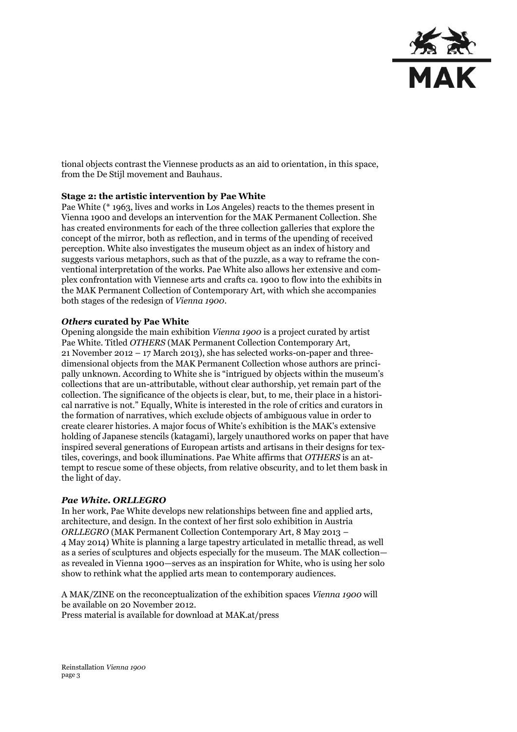tional objects contrast the Viennese products as an aid to orientation, in this space, from the De Stijl movement and Bauhaus.

**Stage 2: the artistic intervention by Pae White**

Pae White (* 1963, lives and works in Los Angeles) reacts to the themes present in Vienna 1900 and develops an intervention for the MAK Permanent Collection. She has created environments for each of the three collection galleries that explore the concept of the mirror, both as reflection, and in terms of the upending of received perception. White also investigates the museum object as an index of history and suggests various metaphors, such as that of the puzzle, as a way to reframe the conventional interpretation of the works. Pae White also allows her extensive and complex confrontation with Viennese arts and crafts ca. 1900 to flow into the exhibits in the MAK Permanent Collection of Contemporary Art, with which she accompanies both stages of the redesign of *Vienna 1900*.

***Others* curated by Pae White**

Opening alongside the main exhibition *Vienna 1900* is a project curated by artist Pae White. Titled *OTHERS* (MAK Permanent Collection Contemporary Art, 21 November 2012 – 17 March 2013), she has selected works-on-paper and three-dimensional objects from the MAK Permanent Collection whose authors are principally unknown. According to White she is "intrigued by objects within the museum's collections that are un-attributable, without clear authorship, yet remain part of the collection. The significance of the objects is clear, but, to me, their place in a historical narrative is not." Equally, White is interested in the role of critics and curators in the formation of narratives, which exclude objects of ambiguous value in order to create clearer histories. A major focus of White's exhibition is the MAK's extensive holding of Japanese stencils (katagami), largely unauthored works on paper that have inspired several generations of European artists and artisans in their designs for textiles, coverings, and book illuminations. Pae White affirms that *OTHERS* is an attempt to rescue some of these objects, from relative obscurity, and to let them bask in the light of day.

***Pae White. ORLLEGRO***

In her work, Pae White develops new relationships between fine and applied arts, architecture, and design. In the context of her first solo exhibition in Austria *ORLLEGRO* (MAK Permanent Collection Contemporary Art, 8 May 2013 – 4 May 2014) White is planning a large tapestry articulated in metallic thread, as well as a series of sculptures and objects especially for the museum. The MAK collection—as revealed in Vienna 1900—serves as an inspiration for White, who is using her solo show to rethink what the applied arts mean to contemporary audiences.

A MAK/ZINE on the reconceptualization of the exhibition spaces *Vienna 1900* will be available on 20 November 2012.
Press material is available for download at MAK.at/press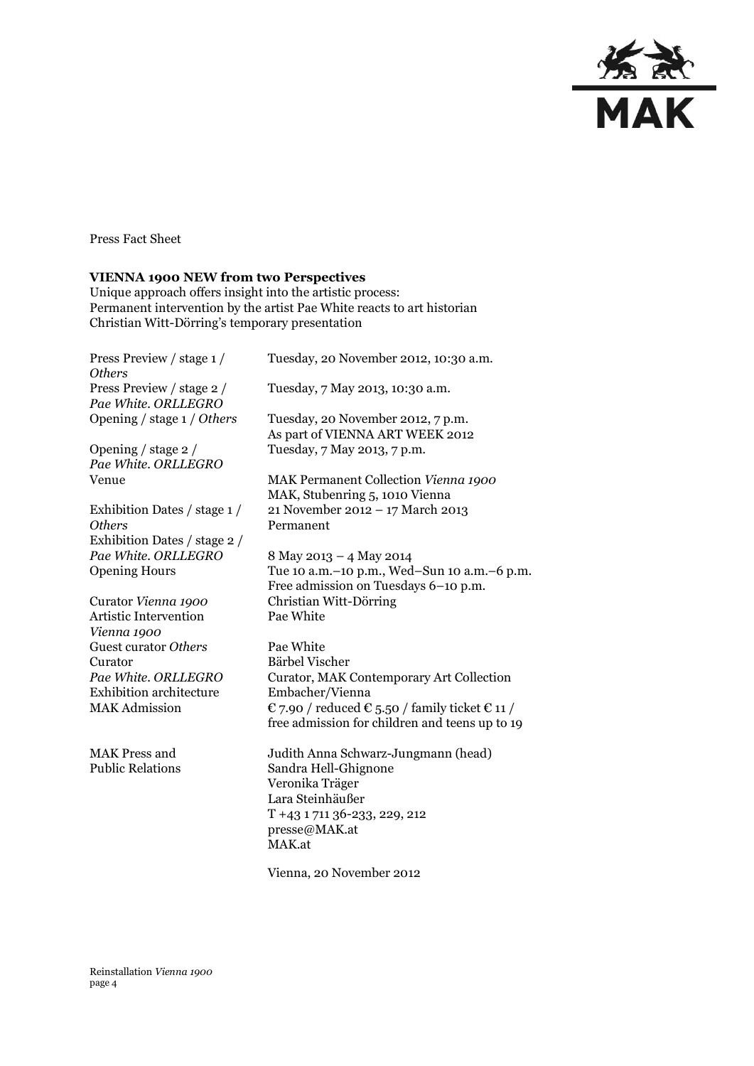Press Fact Sheet

**VIENNA 1900 NEW from two Perspectives**
Unique approach offers insight into the artistic process:
Permanent intervention by the artist Pae White reacts to art historian Christian Witt-Dörring's temporary presentation

| | |
|---|---|
| Press Preview / stage 1 / *Others* | Tuesday, 20 November 2012, 10:30 a.m. |
| Press Preview / stage 2 / *Pae White. ORLLEGRO* | Tuesday, 7 May 2013, 10:30 a.m. |
| Opening / stage 1 / *Others* | Tuesday, 20 November 2012, 7 p.m. As part of VIENNA ART WEEK 2012 |
| Opening / stage 2 / *Pae White. ORLLEGRO* | Tuesday, 7 May 2013, 7 p.m. |
| Venue | MAK Permanent Collection *Vienna 1900* MAK, Stubenring 5, 1010 Vienna |
| Exhibition Dates / stage 1 / *Others* | 21 November 2012 – 17 March 2013 Permanent |
| Exhibition Dates / stage 2 / *Pae White. ORLLEGRO* | 8 May 2013 – 4 May 2014 |
| Opening Hours | Tue 10 a.m.–10 p.m., Wed–Sun 10 a.m.–6 p.m. Free admission on Tuesdays 6–10 p.m. |
| Curator *Vienna 1900* | Christian Witt-Dörring |
| Artistic Intervention *Vienna 1900* | Pae White |
| Guest curator *Others* | Pae White |
| Curator *Pae White. ORLLEGRO* | Bärbel Vischer Curator, MAK Contemporary Art Collection |
| Exhibition architecture | Embacher/Vienna |
| MAK Admission | € 7.90 / reduced € 5.50 / family ticket € 11 / free admission for children and teens up to 19 |
| MAK Press and Public Relations | Judith Anna Schwarz-Jungmann (head) Sandra Hell-Ghignone Veronika Träger Lara Steinhäußer T +43 1 711 36-233, 229, 212 presse@MAK.at MAK.at |

Vienna, 20 November 2012